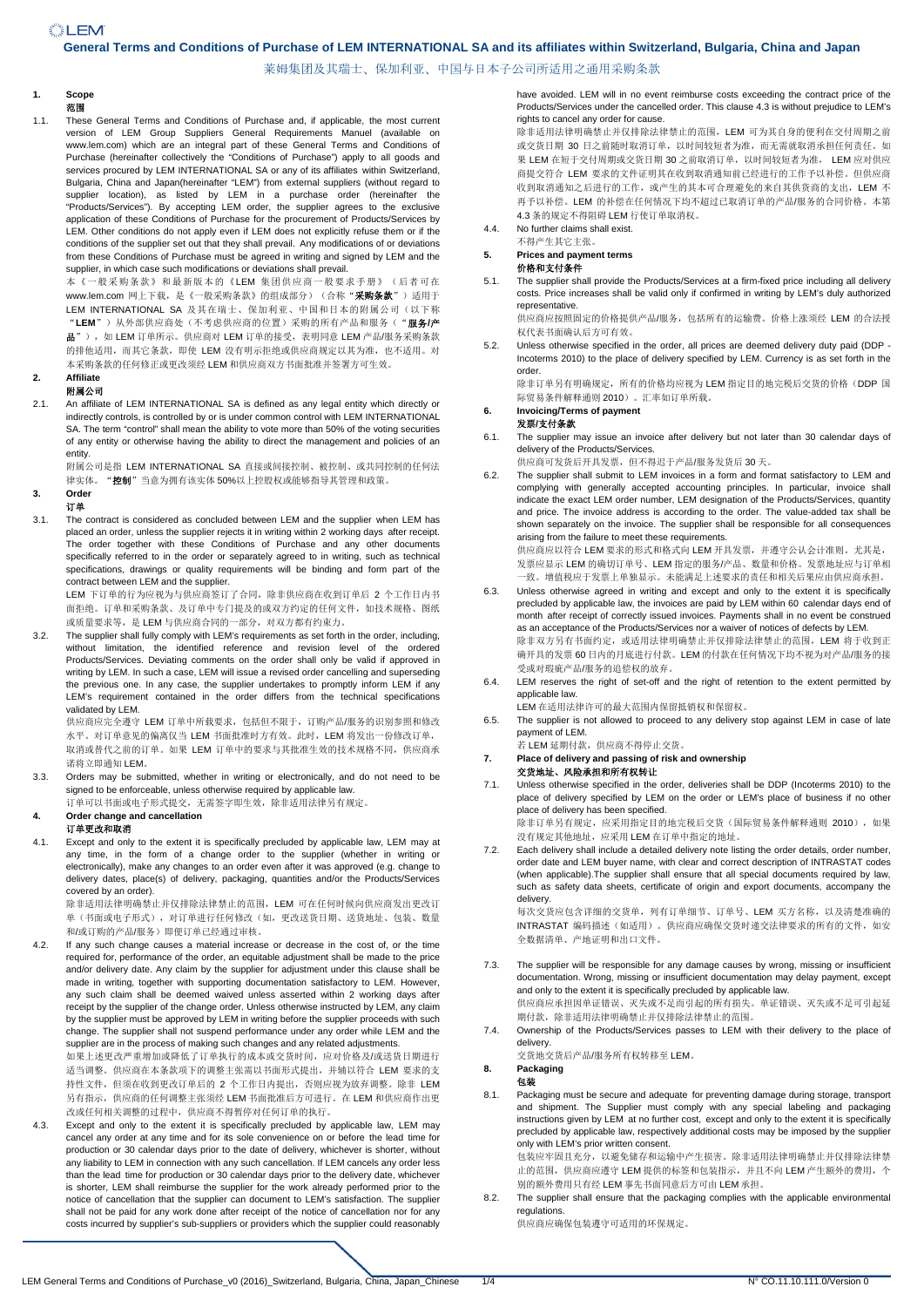# General Terms and Conditions of Purchase of LEM INTERNATIONAL SA and its affiliates within Switzerland, Bulgaria, China and Japan

莱姆集团及其瑞士、保加利亚、中国与日本子公司所适用之通用采购条款

## 1. Scope
范围

1.1. These General Terms and Conditions of Purchase and, if applicable, the most current version of LEM Group Suppliers General Requirements Manuel (available on www.lem.com) which are an integral part of these General Terms and Conditions of Purchase (hereinafter collectively the "Conditions of Purchase") apply to all goods and services procured by LEM INTERNATIONAL SA or any of its affiliates within Switzerland, Bulgaria, China and Japan(hereinafter "LEM") from external suppliers (without regard to supplier location), as listed by LEM in a purchase order (hereinafter the "Products/Services"). By accepting LEM order, the supplier agrees to the exclusive application of these Conditions of Purchase for the procurement of Products/Services by LEM. Other conditions do not apply even if LEM does not explicitly refuse them or if the conditions of the supplier set out that they shall prevail. Any modifications of or deviations from these Conditions of Purchase must be agreed in writing and signed by LEM and the supplier, in which case such modifications or deviations shall prevail.

本《一般采购条款》和最新版本的《LEM 集团供应商一般要求手册》（后者可在 www.lem.com 网上下载，是《一般采购条款》的组成部分）（合称"**采购条款**"）适用于 LEM INTERNATIONAL SA 及其在瑞士、保加利亚、中国和日本的附属公司（以下称"**LEM**"）从外部供应商处（不考虑供应商的位置）采购的所有产品和服务（"**服务/产品**"），如 LEM 订单所示。供应商对 LEM 订单的接受，表明同意 LEM 产品/服务采购条款的排他适用，而其它条款，即使 LEM 没有明示拒绝或供应商规定以其为准，也不适用。对本采购条款的任何修正或更改须经 LEM 和供应商双方书面批准并签署方可生效。

## 2. Affiliate
附属公司

2.1. An affiliate of LEM INTERNATIONAL SA is defined as any legal entity which directly or indirectly controls, is controlled by or is under common control with LEM INTERNATIONAL SA. The term "control" shall mean the ability to vote more than 50% of the voting securities of any entity or otherwise having the ability to direct the management and policies of an entity.

附属公司是指 LEM INTERNATIONAL SA 直接或间接控制、被控制、或共同控制的任何法律实体。"**控制**"当意为拥有该实体 50%以上控股权或能够指导其管理和政策。

## 3. Order
订单

3.1. The contract is considered as concluded between LEM and the supplier when LEM has placed an order, unless the supplier rejects it in writing within 2 working days after receipt. The order together with these Conditions of Purchase and any other documents specifically referred to in the order or separately agreed to in writing, such as technical specifications, drawings or quality requirements will be binding and form part of the contract between LEM and the supplier.

LEM 下订单的行为应视为与供应商签订了合同，除非供应商在收到订单后 2 个工作日内书面拒绝。订单和采购条款、及订单中专门提及的或双方约定的任何文件，如技术规格、图纸或质量要求等，是 LEM 与供应商合同的一部分，对双方都有约束力。

3.2. The supplier shall fully comply with LEM's requirements as set forth in the order, including, without limitation, the identified reference and revision level of the ordered Products/Services. Deviating comments on the order shall only be valid if approved in writing by LEM. In such a case, LEM will issue a revised order cancelling and superseding the previous one. In any case, the supplier undertakes to promptly inform LEM if any LEM's requirement contained in the order differs from the technical specifications validated by LEM.

供应商应完全遵守 LEM 订单中所载要求，包括但不限于，订购产品/服务的识别参照和修改水平。对订单意见的偏离仅当 LEM 书面批准时方有效。此时，LEM 将发出一份修改订单，取消或替代之前的订单。如果 LEM 订单中的要求与其批准生效的技术规格不同，供应商承诺将立即通知 LEM。

3.3. Orders may be submitted, whether in writing or electronically, and do not need to be signed to be enforceable, unless otherwise required by applicable law.

订单可以书面或电子形式提交。无需签字即生效，除非适用法律另有规定。

## 4. Order change and cancellation
订单更改和取消

4.1. Except and only to the extent it is specifically precluded by applicable law, LEM may at any time, in the form of a change order to the supplier (whether in writing or electronically), make any changes to an order even after it was approved (e.g. change to delivery dates, place(s) of delivery, packaging, quantities and/or the Products/Services covered by an order).

除非适用法律明确禁止并仅排除法律禁止的范围，LEM 可在任何时候向供应商发出更改订单（书面或电子形式），对订单进行任何修改（如，更改送货日期、送货地址、包装、数量和/或订购的产品/服务）即便订单已经通过审核。

4.2. If any such change causes a material increase or decrease in the cost of, or the time required for, performance of the order, an equitable adjustment shall be made to the price and/or delivery date. Any claim by the supplier for adjustment under this clause shall be made in writing, together with supporting documentation satisfactory to LEM. However, any such claim shall be deemed waived unless asserted within 2 working days after receipt by the supplier of the change order. Unless otherwise instructed by LEM, any claim by the supplier must be approved by LEM in writing before the supplier proceeds with such change. The supplier shall not suspend performance under any order while LEM and the supplier are in the process of making such changes and any related adjustments.

如果上述更改严重增加或降低了订单执行的成本或交货时间，应对价格及/或送货日期进行适当调整。供应商在本条款项下的调整主张需以书面形式提出，并辅以符合 LEM 要求的支持性文件，但须在收到更改订单后的 2 个工作日内提出，否则应视为放弃调整。除非 LEM 另有指示，供应商的任何调整主张须经 LEM 书面批准后方可进行。在 LEM 和供应商作出更改或任何相关调整的过程中，供应商不得暂停对任何订单的执行。

4.3. Except and only to the extent it is specifically precluded by applicable law, LEM may cancel any order at any time and for its sole convenience on or before the lead time for production or 30 calendar days prior to the date of delivery, whichever is shorter, without any liability to LEM in connection with any such cancellation. If LEM cancels any order less than the lead time for production or 30 calendar days prior to the delivery date, whichever is shorter, LEM shall reimburse the supplier for the work already performed prior to the notice of cancellation that the supplier can document to LEM's satisfaction. The supplier shall not be paid for any work done after receipt of the notice of cancellation nor for any costs incurred by supplier's sub-suppliers or providers which the supplier could reasonably have avoided. LEM will in no event reimburse costs exceeding the contract price of the Products/Services under the cancelled order. This clause 4.3 is without prejudice to LEM's rights to cancel any order for cause.

除非适用法律明确禁止并仅排除法律禁止的范围，LEM 可为其自身的便利在交付周期之前或交货日期 30 日之前随时取消订单，以时间较短者为准，而无需就取消承担任何责任。如果 LEM 在短于交付周期或交货日期 30 之前取消订单，以时间较短者为准， LEM 应对供应商提交符合 LEM 要求的文件证明其在收到取消通知前已经进行的工作予以补偿。但供应商收到取消通知之后进行的工作，或产生的其本可合理避免的来自其供货商的支出，LEM 不再予以补偿。LEM 的补偿在任何情况下均不超过已取消订单的产品/服务的合同价格。本第 4.3 条的规定不得阻碍 LEM 行使订单取消权。

4.4. No further claims shall exist.

不得产生其它主张。

## 5. Prices and payment terms
价格和支付条件

5.1. The supplier shall provide the Products/Services at a firm-fixed price including all delivery costs. Price increases shall be valid only if confirmed in writing by LEM's duly authorized representative.

供应商应按照固定的价格提供产品/服务，包括所有的运输费。价格上涨须经 LEM 的合法授权代表书面确认后方可有效。

5.2. Unless otherwise specified in the order, all prices are deemed delivery duty paid (DDP - Incoterms 2010) to the place of delivery specified by LEM. Currency is as set forth in the order.

除非订单另有明确规定，所有的价格均应视为 LEM 指定目的地完税后交货的价格（DDP 国际贸易条件解释通则 2010）。汇率如订单所载。

## 6. Invoicing/Terms of payment
发票/支付条款

6.1. The supplier may issue an invoice after delivery but not later than 30 calendar days of delivery of the Products/Services.

供应商可发货后开具发票，但不得迟于产品/服务发货后 30 天。

6.2. The supplier shall submit to LEM invoices in a form and format satisfactory to LEM and complying with generally accepted accounting principles. In particular, invoice shall indicate the exact LEM order number, LEM designation of the Products/Services, quantity and price. The invoice address is according to the order. The value-added tax shall be shown separately on the invoice. The supplier shall be responsible for all consequences arising from the failure to meet these requirements.

供应商应以符合 LEM 要求的形式和格式向 LEM 开具发票，并遵守公认会计准则。尤其是，发票应显示 LEM 的确切订单号、LEM 指定的服务/产品、数量和价格。发票地址应与订单相一致。增值税应于发票上单独显示。未能满足上述要求的责任和相关后果应由供应商承担。

6.3. Unless otherwise agreed in writing and except and only to the extent it is specifically precluded by applicable law, the invoices are paid by LEM within 60 calendar days end of month after receipt of correctly issued invoices. Payments shall in no event be construed as an acceptance of the Products/Services nor a waiver of notices of defects by LEM.

除非双方另有书面约定，或适用法律明确禁止并仅排除法律禁止的范围，LEM 将于收到正确开具的发票 60 日内的月底进行付款。LEM 的付款在任何情况下均不视为对产品/服务的接受或对瑕疵产品/服务的追偿权的放弃。

6.4. LEM reserves the right of set-off and the right of retention to the extent permitted by applicable law.

LEM 在适用法律许可的最大范围内保留抵销权和保留权。

6.5. The supplier is not allowed to proceed to any delivery stop against LEM in case of late payment of LEM.

若 LEM 延期付款，供应商不得停止交货。

## 7. Place of delivery and passing of risk and ownership
交货地址、风险承担和所有权转让

7.1. Unless otherwise specified in the order, deliveries shall be DDP (Incoterms 2010) to the place of delivery specified by LEM on the order or LEM's place of business if no other place of delivery has been specified.

除非订单另有规定，应采用指定目的地完税后交货（国际贸易条件解释通则 2010），如果没有指定其他地址，应采用 LEM 在订单中指定的地址。

7.2. Each delivery shall include a detailed delivery note listing the order details, order number, order date and LEM buyer name, with clear and correct description of INTRASTAT codes (when applicable).The supplier shall ensure that all special documents required by law, such as safety data sheets, certificate of origin and export documents, accompany the delivery.

每次交货应包含详细的交货单，列有订单细节、订单号、LEM 买方名称，以及清楚准确的 INTRASTAT 编码描述（如适用）。供应商应确保交货时递交法律要求的所有的文件，如安全数据清单、产地证明和出口文件。

7.3. The supplier will be responsible for any damage causes by wrong, missing or insufficient documentation. Wrong, missing or insufficient documentation may delay payment, except and only to the extent it is specifically precluded by applicable law.

供应商应承担因单证错误、灭失或不足而引起的所有损失。单证错误、灭失或不足可引起延期付款，除非适用法律明确禁止并仅排除法律禁止的范围。

7.4. Ownership of the Products/Services passes to LEM with their delivery to the place of delivery.

交货地交货后产品/服务所有权转移至 LEM。

## 8. Packaging
包装

8.1. Packaging must be secure and adequate for preventing damage during storage, transport and shipment. The Supplier must comply with any special labeling and packaging instructions given by LEM at no further cost, except and only to the extent it is specifically precluded by applicable law, respectively additional costs may be imposed by the supplier only with LEM's prior written consent.

包装应牢固且充分，以避免储存和运输中产生损害。除非适用法律明确禁止并仅排除法律禁止的范围，供应商应遵守 LEM 提供的标签和包装指示，并且不向 LEM 产生额外的费用，个别的额外费用只有经 LEM 事先书面同意后方可由 LEM 承担。

8.2. The supplier shall ensure that the packaging complies with the applicable environmental regulations.

供应商应确保包装遵守可适用的环保规定。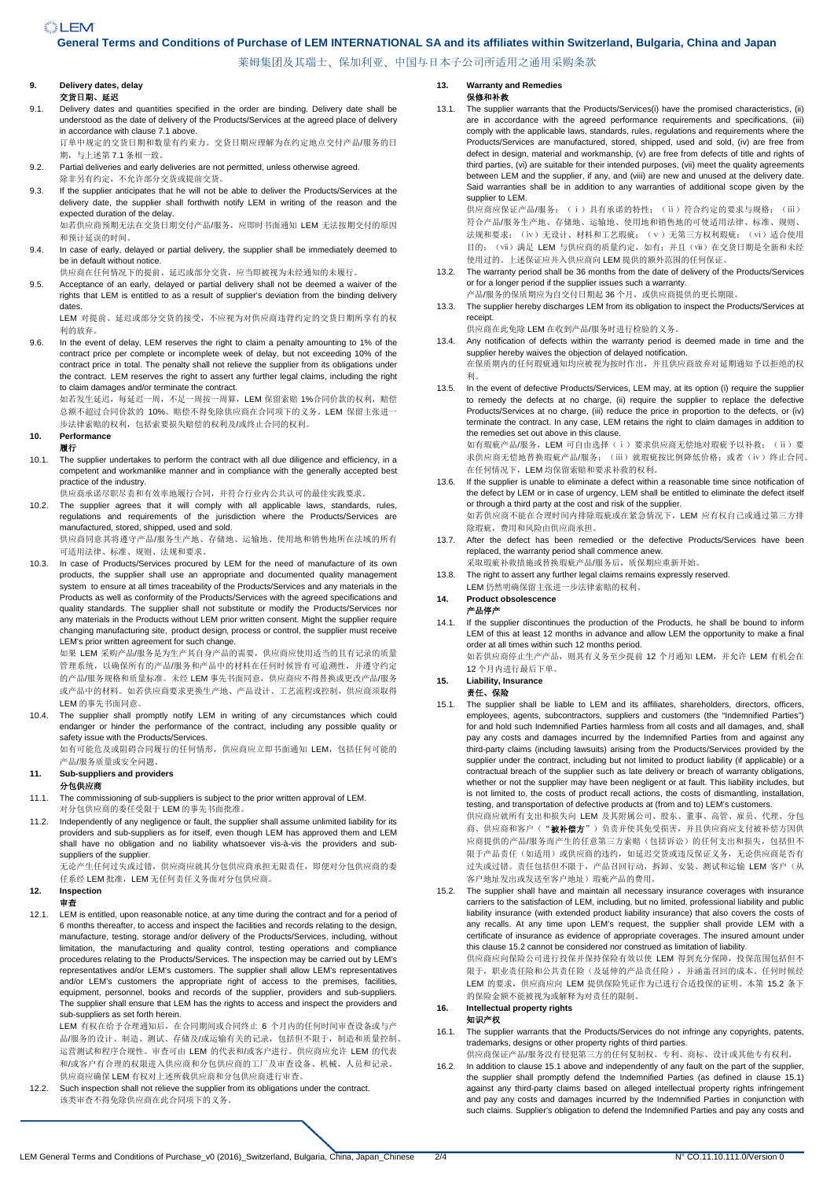### 9. Delivery dates, delay
**交货日期、延迟**

9.1. Delivery dates and quantities specified in the order are binding. Delivery date shall be understood as the date of delivery of the Products/Services at the agreed place of delivery in accordance with clause 7.1 above.
订单中规定的交货日期和数量有约束力。交货日期应理解为在约定地点交付产品/服务的日期，与上述第 7.1 条相一致。

9.2. Partial deliveries and early deliveries are not permitted, unless otherwise agreed.
除非另有约定，不允许部分交货或提前交货。

9.3. If the supplier anticipates that he will not be able to deliver the Products/Services at the delivery date, the supplier shall forthwith notify LEM in writing of the reason and the expected duration of the delay.
如若供应商预期无法在交货日期交付产品/服务，应即时书面通知 LEM 无法按期交付的原因和预计延误的时间。

9.4. In case of early, delayed or partial delivery, the supplier shall be immediately deemed to be in default without notice.
供应商在任何情况下的提前、延迟或部分交货，应当即被视为未经通知的未履行。

9.5. Acceptance of an early, delayed or partial delivery shall not be deemed a waiver of the rights that LEM is entitled to as a result of supplier's deviation from the binding delivery dates.
LEM 对提前、延迟或部分交货的接受，不应视为对供应商违背约定的交货日期所享有的权利的放弃。

9.6. In the event of delay, LEM reserves the right to claim a penalty amounting to 1% of the contract price per complete or incomplete week of delay, but not exceeding 10% of the contract price in total. The penalty shall not relieve the supplier from its obligations under the contract. LEM reserves the right to assert any further legal claims, including the right to claim damages and/or terminate the contract.
如若发生延迟，每延迟一周，不足一周算一周，LEM 保留索赔 1%合同价款的权利，赔偿总额不超过合同价款的 10%。赔偿不得免除供应商在合同项下的义务。LEM 保留主张进一步法律索赔的权利，包括索要损失赔偿的权利及/或终止合同的权利。

### 10. Performance
**履行**

10.1. The supplier undertakes to perform the contract with all due diligence and efficiency, in a competent and workmanlike manner and in compliance with the generally accepted best practice of the industry.
供应商承诺尽职尽责和有效率地履行合同，并符合行业内公共认可的最佳实践要求。

10.2. The supplier agrees that it will comply with all applicable laws, standards, rules, regulations and requirements of the jurisdiction where the Products/Services are manufactured, stored, shipped, used and sold.
供应商同意其将遵守产品/服务生产地、存储地、运输地、使用地和销售地所在法域的所有可适用法律、标准、规则、法规和要求。

10.3. In case of Products/Services procured by LEM for the need of manufacture of its own products, the supplier shall use an appropriate and documented quality management system to ensure at all times traceability of the Products/Services and any materials in the Products as well as conformity of the Products/Services with the agreed specifications and quality standards. The supplier shall not substitute or modify the Products/Services nor any materials in the Products without LEM prior written consent. Might the supplier require changing manufacturing site, product design, process or control, the supplier must receive LEM's prior written agreement for such change.
如果 LEM 采购产品/服务是为生产其自身产品的需要，供应商应使用适当的且有记录的质量管理系统，以确保所有的产品/服务和产品中的材料在任何时候皆有可追溯性，并遵守约定的产品/服务规格和质量标准。未经 LEM 事先书面同意，供应商不得替换或更改产品/服务或产品中的材料。如若供应商要求更换生产地、产品设计、工艺流程或控制，供应商须取得 LEM 的事先书面同意。

10.4. The supplier shall promptly notify LEM in writing of any circumstances which could endanger or hinder the performance of the contract, including any possible quality or safety issue with the Products/Services.
如有可能危及或阻碍合同履行的任何情形，供应商应立即书面通知 LEM，包括任何可能的产品/服务质量或安全问题。

### 11. Sub-suppliers and providers
**分包供应商**

11.1. The commissioning of sub-suppliers is subject to the prior written approval of LEM.
对分包供应商的委任受限于 LEM 的事先书面批准。

11.2. Independently of any negligence or fault, the supplier shall assume unlimited liability for its providers and sub-suppliers as for itself, even though LEM has approved them and LEM shall have no obligation and no liability whatsoever vis-à-vis the providers and sub-suppliers of the supplier.
无论产生任何过失或过错，供应商应就其分包供应商承担无限责任，即便对分包供应商的委任系经 LEM 批准，LEM 无任何义务或责任对分包供应商。

### 12. Inspection
**审查**

12.1. LEM is entitled, upon reasonable notice, at any time during the contract and for a period of 6 months thereafter, to access and inspect the facilities and records relating to the design, manufacture, testing, storage and/or delivery of the Products/Services, including, without limitation, the manufacturing and quality control, testing operations and compliance procedures relating to the Products/Services. The inspection may be carried out by LEM's representatives and/or LEM's customers. The supplier shall allow LEM's representatives and/or LEM's customers the appropriate right of access to the premises, facilities, equipment, personnel, books and records of the supplier, providers and sub-suppliers. The supplier shall ensure that LEM has the rights to access and inspect the providers and sub-suppliers as set forth herein.
LEM 有权在给予合理通知后，在合同期间或合同终止 6 个月内的任何时间审查设备或与产品/服务的设计、制造、测试、存储及/或运输有关的记录，包括但不限于，制造和质量控制、运营测试和程序合规性。审查可由 LEM 的代表和/或客户进行。供应商应允许 LEM 的代表和/或客户有合理的权限进入供应商和分包供应商的工厂及审查设备、机械、人员和记录。供应商应确保 LEM 有权对上述所载供应商和分包供应商进行审查。

12.2. Such inspection shall not relieve the supplier from its obligations under the contract.
该类审查不得免除供应商在此合同项下的义务。

### 13. Warranty and Remedies
**保修和补救**

13.1. The supplier warrants that the Products/Services(i) have the promised characteristics, (ii) are in accordance with the agreed performance requirements and specifications, (iii) comply with the applicable laws, standards, rules, regulations and requirements where the Products/Services are manufactured, stored, shipped, used and sold, (iv) are free from defect in design, material and workmanship, (v) are free from defects of title and rights of third parties, (vi) are suitable for their intended purposes, (vii) meet the quality agreements between LEM and the supplier, if any, and (viii) are new and unused at the delivery date. Said warranties shall be in addition to any warranties of additional scope given by the supplier to LEM.
供应商应保证产品/服务：（ⅰ）具有承诺的特性；（ⅱ）符合约定的要求与规格；（ⅲ）符合产品/服务生产地、存储地、运输地、使用地和销售地的可使适用法律、标准、规则、法规和要求；（ⅳ）无设计、材料和工艺瑕疵；（ⅴ）无第三方权利瑕疵；（ⅵ）适合使用目的；（ⅶ）满足 LEM 与供应商的质量约定，如有；并且（ⅷ）在交货日期是全新和未经使用过的。上述保证应并入供应商向 LEM 提供的额外范围的任何保证。

13.2. The warranty period shall be 36 months from the date of delivery of the Products/Services or for a longer period if the supplier issues such a warranty.
产品/服务的保质期应为自交付日期起 36 个月，或供应商提供的更长期限。

13.3. The supplier hereby discharges LEM from its obligation to inspect the Products/Services at receipt.
供应商在此免除 LEM 在收到产品/服务时进行检验的义务。

13.4. Any notification of defects within the warranty period is deemed made in time and the supplier hereby waives the objection of delayed notification.
在保质期内的任何瑕疵通知均应被视为按时作出，并且供应商放弃对延期通知予以拒绝的权利。

13.5. In the event of defective Products/Services, LEM may, at its option (i) require the supplier to remedy the defects at no charge, (ii) require the supplier to replace the defective Products/Services at no charge, (iii) reduce the price in proportion to the defects, or (iv) terminate the contract. In any case, LEM retains the right to claim damages in addition to the remedies set out above in this clause.
如有瑕疵产品/服务，LEM 可自由选择（ⅰ）要求供应商无偿地对瑕疵予以补救；（ⅱ）要求供应商无偿地替换瑕疵产品/服务；（ⅲ）就瑕疵按比例降低价格；或者（ⅳ）终止合同。在任何情况下，LEM 均保留赔偿和要求补救的权利。

13.6. If the supplier is unable to eliminate a defect within a reasonable time since notification of the defect by LEM or in case of urgency, LEM shall be entitled to eliminate the defect itself or through a third party at the cost and risk of the supplier.
如若供应商不能在合理时间内排除瑕疵或在紧急情况下，LEM 应有权自己或通过第三方排除瑕疵，费用和风险由供应商承担。

13.7. After the defect has been remedied or the defective Products/Services have been replaced, the warranty period shall commence anew.
采取瑕疵补救措施或替换瑕疵产品/服务后，质保期应重新开始。

13.8. The right to assert any further legal claims remains expressly reserved.
LEM 仍然明确保留主张进一步法律索赔的权利。

### 14. Product obsolescence
**产品停产**

14.1. If the supplier discontinues the production of the Products, he shall be bound to inform LEM of this at least 12 months in advance and allow LEM the opportunity to make a final order at all times within such 12 months period.
如若供应商停止生产产品，则其有义务至少提前 12 个月通知 LEM，并允许 LEM 有机会在 12 个月内进行最后下单。

### 15. Liability, Insurance
**责任、保险**

15.1. The supplier shall be liable to LEM and its affiliates, shareholders, directors, officers, employees, agents, subcontractors, suppliers and customers (the "Indemnified Parties") for and hold such Indemnified Parties harmless from all costs and all damages, and, shall pay any costs and damages incurred by the Indemnified Parties from and against any third-party claims (including lawsuits) arising from the Products/Services provided by the supplier under the contract, including but not limited to product liability (if applicable) or a contractual breach of the supplier such as late delivery or breach of warranty obligations, whether or not the supplier may have been negligent or at fault. This liability includes, but is not limited to, the costs of product recall actions, the costs of dismantling, installation, testing, and transportation of defective products at (from and to) LEM's customers.
供应商应就所有支出和损失向 LEM 及其附属公司、股东、董事、高管、雇员、代理、分包商、供应商和客户（"**被补偿方**"）负责并使其免受损害，并且供应商应支付被补偿方因供应商提供的产品/服务而产生的任意第三方索赔（包括诉讼）的任何支出和损失，包括但不限于产品责任（如适用）或供应商的违约，如延迟交货或违反保证义务，无论供应商是否有过失或过错。责任包括但不限于，产品召回行动，拆卸、安装、测试和运输 LEM 客户（从客户地址发出或发送至客户地址）瑕疵产品的费用。

15.2. The supplier shall have and maintain all necessary insurance coverages with insurance carriers to the satisfaction of LEM, including, but no limited, professional liability and public liability insurance (with extended product liability insurance) that also covers the costs of any recalls. At any time upon LEM's request, the supplier shall provide LEM with a certificate of insurance as evidence of appropriate coverages. The insured amount under this clause 15.2 cannot be considered nor construed as a limitation of liability.
供应商应向保险公司进行投保并保持保险有效以使 LEM 得到充分保障，投保范围包括但不限于，职业责任险和公共责任险（及延伸的产品责任险），并涵盖召回的成本。任何时候经 LEM 的要求，供应商应向 LEM 提供保险凭证作为已进行合适投保的证明。本第 15.2 条下的保险金额不能被视为或解释为对责任的限制。

### 16. Intellectual property rights
**知识产权**

16.1. The supplier warrants that the Products/Services do not infringe any copyrights, patents, trademarks, designs or other property rights of third parties.
供应商保证产品/服务没有侵犯第三方的任何复制权、专利、商标、设计或其他专有权利。

16.2. In addition to clause 15.1 above and independently of any fault on the part of the supplier, the supplier shall promptly defend the Indemnified Parties (as defined in clause 15.1) against any third-party claims based on alleged intellectual property rights infringement and pay any costs and damages incurred by the Indemnified Parties in conjunction with such claims. Supplier's obligation to defend the Indemnified Parties and pay any costs and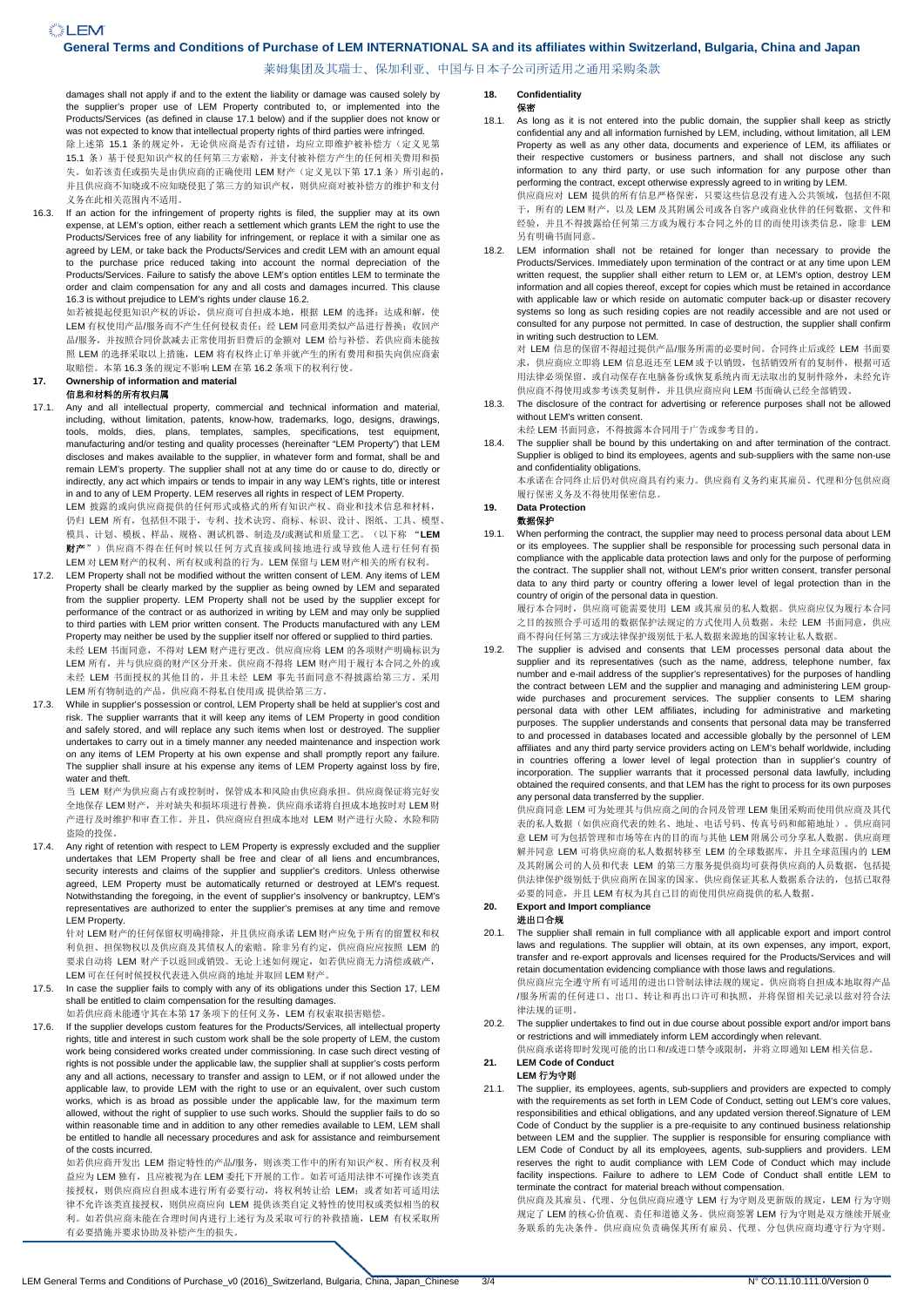damages shall not apply if and to the extent the liability or damage was caused solely by the supplier's proper use of LEM Property contributed to, or implemented into the Products/Services (as defined in clause 17.1 below) and if the supplier does not know or was not expected to know that intellectual property rights of third parties were infringed.
除上述第 15.1 条的规定外，无论供应商是否有过错，均应立即维护被补偿方（定义见第 15.1 条）基于侵犯知识产权的任何第三方索赔，并支付被补偿方产生的任何相关费用和损失。如若该责任或损失是由供应商的正确使用 LEM 财产（定义见以下第 17.1 条）所引起的，并且供应商不知晓或不应知晓侵犯了第三方的知识产权，则供应商对被补偿方的维护和支付义务在此相关范围内不适用。

16.3. If an action for the infringement of property rights is filed, the supplier may at its own expense, at LEM's option, either reach a settlement which grants LEM the right to use the Products/Services free of any liability for infringement, or replace it with a similar one as agreed by LEM, or take back the Products/Services and credit LEM with an amount equal to the purchase price reduced taking into account the normal depreciation of the Products/Services. Failure to satisfy the above LEM's option entitles LEM to terminate the order and claim compensation for any and all costs and damages incurred. This clause 16.3 is without prejudice to LEM's rights under clause 16.2.
如若被提起侵犯知识产权的诉讼，供应商可自担成本地，根据 LEM 的选择：达成和解，使 LEM 有权使用产品/服务而不产生任何侵权责任；经 LEM 同意用类似产品进行替换；收回产品/服务，并按照合同价款减去正常使用折旧费后的金额对 LEM 给与补偿。若供应商未能按照 LEM 的选择采取以上措施，LEM 将有权终止订单并就产生的所有费用和损失向供应商索取赔偿。本第 16.3 条的规定不影响 LEM 在第 16.2 条项下的权利行使。

## 17. Ownership of information and material
信息和材料的所有权归属

17.1. Any and all intellectual property, commercial and technical information and material, including, without limitation, patents, know-how, trademarks, logo, designs, drawings, tools, molds, dies, plans, templates, samples, specifications, test equipment, manufacturing and/or testing and quality processes (hereinafter "LEM Property") that LEM discloses and makes available to the supplier, in whatever form and format, shall be and remain LEM's property. The supplier shall not at any time do or cause to do, directly or indirectly, any act which impairs or tends to impair in any way LEM's rights, title or interest in and to any of LEM Property. LEM reserves all rights in respect of LEM Property.
LEM 披露的或向供应商提供的任何形式或格式的所有知识产权、商业和技术信息和材料，仍归 LEM 所有，包括但不限于，专利、技术诀窍、商标、标识、设计、图纸、工具、模型、模具、计划、模板、样品、规格、测试机器、制造及/或测试和质量工艺。（以下称 **"LEM 财产"**）供应商不得在任何时候以任何方式直接或间接地进行或导致他人进行任何有损 LEM 对 LEM 财产的权利、所有权或利益的行为。LEM 保留与 LEM 财产相关的所有权利。

17.2. LEM Property shall not be modified without the written consent of LEM. Any items of LEM Property shall be clearly marked by the supplier as being owned by LEM and separated from the supplier property. LEM Property shall not be used by the supplier except for performance of the contract or as authorized in writing by LEM and may only be supplied to third parties with LEM prior written consent. The Products manufactured with any LEM Property may neither be used by the supplier itself nor offered or supplied to third parties.
未经 LEM 书面同意，不得对 LEM 财产进行更改。供应商应将 LEM 的各项财产明确标识为 LEM 所有，并与供应商的财产区分开来。供应商不得将 LEM 财产用于履行本合同之外的或未经 LEM 书面授权的其他目的，并且未经 LEM 事先书面同意不得提供给第三方。采用 LEM 财产制造的产品，供应商不得私自使用或 提供给第三方。

17.3. While in supplier's possession or control, LEM Property shall be held at supplier's cost and risk. The supplier warrants that it will keep any items of LEM Property in good condition and safely stored, and will replace any such items when lost or destroyed. The supplier undertakes to carry out in a timely manner any needed maintenance and inspection work on any items of LEM Property at his own expense and shall promptly report any failure. The supplier shall insure at his expense any items of LEM Property against loss by fire, water and theft.
当 LEM 财产为供应商占有或控制时，保管成本和风险由供应商承担。供应商保证将完好安全地保存 LEM 财产，并对缺失和损坏项进行替换。供应商承诺将自担成本地按时对 LEM 财产进行及时维护和审查工作。并且，供应商应自担成本地对 LEM 财产进行火险、水险和防盗险的投保。

17.4. Any right of retention with respect to LEM Property is expressly excluded and the supplier undertakes that LEM Property shall be free and clear of all liens and encumbrances, security interests and claims of the supplier and supplier's creditors. Unless otherwise agreed, LEM Property must be automatically returned or destroyed at LEM's request. Notwithstanding the foregoing, in the event of supplier's insolvency or bankruptcy, LEM's representatives are authorized to enter the supplier's premises at any time and remove LEM Property.
针对 LEM 财产的任何保留权明确排除，并且供应商承诺 LEM 财产应免于所有的留置权和权利负担、担保物权以及供应商及其债权人的索赔。除非另有约定，供应商应应按照 LEM 的要求自动将 LEM 财产予以返回或销毁。无论上述如何规定，如若供应商无力清偿或破产，LEM 可在任何时候授权代表进入供应商的地址并取回 LEM 财产。

17.5. In case the supplier fails to comply with any of its obligations under this Section 17, LEM shall be entitled to claim compensation for the resulting damages.
如若供应商未能遵守其在本第 17 条项下的任何义务，LEM 有权索取损害赔偿。

17.6. If the supplier develops custom features for the Products/Services, all intellectual property rights, title and interest in such custom work shall be the sole property of LEM, the custom work being considered works created under commissioning. In case such direct vesting of rights is not possible under the applicable law, the supplier shall at supplier's costs perform any and all actions, necessary to transfer and assign to LEM, or if not allowed under the applicable law, to provide LEM with the right to use or an equivalent, over such custom works, which is as broad as possible under the applicable law, for the maximum term allowed, without the right of supplier to use such works. Should the supplier fail to do so within reasonable time and in addition to any other remedies available to LEM, LEM shall be entitled to handle all necessary procedures and ask for assistance and reimbursement of the costs incurred.
如若供应商开发出 LEM 指定特性的产品/服务，则该类工作中的所有知识产权、所有权及利益均为 LEM 独有，且应被视为在 LEM 委托下开展的工作。如若可适用法律不可操作该类直接授权，则供应商应自担成本进行所有必要行动，将权利转让给 LEM；或者如若可适用法律不允许该类直接授权，则供应商应向 LEM 提供该类自定义特性的使用权或类似相当的权利。如若供应商未能在合理时间内进行上述行为及采取可行的补救措施，LEM 有权采取所有必要措施并要求协助及补偿产生的损失。

## 18. Confidentiality
保密

18.1. As long as it is not entered into the public domain, the supplier shall keep as strictly confidential any and all information furnished by LEM, including, without limitation, all LEM Property as well as any other data, documents and experience of LEM, its affiliates or their respective customers or business partners, and shall not disclose any such information to any third party, or use such information for any purpose other than performing the contract, except otherwise expressly agreed to in writing by LEM.
供应商应对 LEM 提供的所有信息严格保密，只要这些信息没有进入公共领域，包括但不限于，所有的 LEM 财产，以及 LEM 及其附属公司或各自客户或商业伙伴的任何数据、文件和经验，并且不得披露给任何第三方或为履行本合同之外的目的而使用该类信息，除非 LEM 另有明确书面同意。

18.2. LEM information shall not be retained for longer than necessary to provide the Products/Services. Immediately upon termination of the contract or at any time upon LEM written request, the supplier shall either return to LEM or, at LEM's option, destroy LEM information and all copies thereof, except for copies which must be retained in accordance with applicable law or which reside on automatic computer back-up or disaster recovery systems so long as such residing copies are not readily accessible and are not used or consulted for any purpose not permitted. In case of destruction, the supplier shall confirm in writing such destruction to LEM.
对 LEM 信息的保留不得超过提供产品/服务所需的必要时间。合同终止后或经 LEM 书面要求，供应商应立即将 LEM 信息返还至 LEM 或予以销毁，包括销毁所有的复制件，根据可适用法律必须保留、或自动保存在电脑备份或恢复系统内而无法取出的复制件除外，未经允许供应商不得使用或参考该类复制件，并且供应商应向 LEM 书面确认已经全部销毁。

18.3. The disclosure of the contract for advertising or reference purposes shall not be allowed without LEM's written consent.
未经 LEM 书面同意，不得披露本合同用于广告或参考目的。

18.4. The supplier shall be bound by this undertaking on and after termination of the contract. Supplier is obliged to bind its employees, agents and sub-suppliers with the same non-use and confidentiality obligations.
本承诺在合同终止后仍对供应商具有约束力。供应商有义务约束其雇员、代理和分包供应商履行保密义务及不得使用保密信息。

## 19. Data Protection
数据保护

19.1. When performing the contract, the supplier may need to process personal data about LEM or its employees. The supplier shall be responsible for processing such personal data in compliance with the applicable data protection laws and only for the purpose of performing the contract. The supplier shall not, without LEM's prior written consent, transfer personal data to any third party or country offering a lower level of legal protection than in the country of origin of the personal data in question.
履行本合同时，供应商可能需要使用 LEM 或其雇员的私人数据。供应商应仅为履行本合同之目的按照合乎可适用的数据保护法规定的方式使用人员数据。未经 LEM 书面同意，供应商不得向任何第三方或法律保护级别低于私人数据来源地的国家转让私人数据。

19.2. The supplier is advised and consents that LEM processes personal data about the supplier and its representatives (such as the name, address, telephone number, fax number and e-mail address of the supplier's representatives) for the purposes of handling the contract between LEM and the supplier and managing and administering LEM group-wide purchases and procurement services. The supplier consents to LEM sharing personal data with other LEM affiliates, including for administrative and marketing purposes. The supplier understands and consents that personal data may be transferred to and processed in databases located and accessible globally by the personnel of LEM affiliates and any third party service providers acting on LEM's behalf worldwide, including in countries offering a lower level of legal protection than in supplier's country of incorporation. The supplier warrants that it processed personal data lawfully, including obtained the required consents, and that LEM has the right to process for its own purposes any personal data transferred by the supplier.
供应商同意 LEM 可为处理其与供应商之间的合同及管理 LEM 集团采购而使用供应商及其代表的私人数据（如供应商代表的姓名、地址、电话号码、传真号码和邮箱地址）。供应商同意 LEM 可为包括管理和市场等在内的目的而与其他 LEM 附属公司分享私人数据。供应商理解并同意 LEM 可将供应商的私人数据转移至 LEM 的全球数据库，并且全球范围内的 LEM 及其附属公司的人员和代表 LEM 的第三方服务提供商均可获得供应商的人员数据，包括提供法律保护级别低于供应商所在国家的国家。供应商保证其私人数据系合法的，包括已取得必要的同意，并且 LEM 有权为其自己目的而使用供应商提供的私人数据。

## 20. Export and Import compliance
进出口合规

20.1. The supplier shall remain in full compliance with all applicable export and import control laws and regulations. The supplier will obtain, at its own expenses, any import, export, transfer and re-export approvals and licenses required for the Products/Services and will retain documentation evidencing compliance with those laws and regulations.
供应商应完全遵守所有可适用的进出口管制法律法规的规定。供应商将自担成本地取得产品/服务所需的任何进口、出口、转让和再出口许可和执照，并将保留相关记录以兹对符合法律法规的证明。

20.2. The supplier undertakes to find out in due course about possible export and/or import bans or restrictions and will immediately inform LEM accordingly when relevant.
供应商承诺将即时发现可能的出口和/或进口禁令或限制，并将立即通知 LEM 相关信息。

## 21. LEM Code of Conduct
LEM 行为守则

21.1. The supplier, its employees, agents, sub-suppliers and providers are expected to comply with the requirements as set forth in LEM Code of Conduct, setting out LEM's core values, responsibilities and ethical obligations, and any updated version thereof.Signature of LEM Code of Conduct by the supplier is a pre-requisite to any continued business relationship between LEM and the supplier. The supplier is responsible for ensuring compliance with LEM Code of Conduct by all its employees, agents, sub-suppliers and providers. LEM reserves the right to audit compliance with LEM Code of Conduct which may include facility inspections. Failure to adhere to LEM Code of Conduct shall entitle LEM to terminate the contract for material breach without compensation.
供应商及其雇员、代理、分包供应商应遵守 LEM 行为守则及更新版的规定，LEM 行为守则规定了 LEM 的核心价值观、责任和道德义务。供应商签署 LEM 行为守则是双方继续开展业务联系的先决条件。供应商应负责确保其所有雇员、代理、分包供应商均遵守行为守则。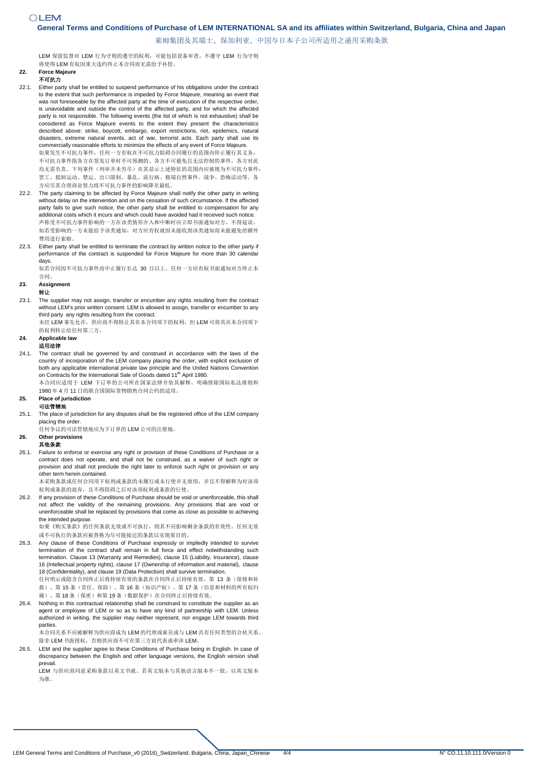LEM 保留监督对 LEM 行为守则的遵守的权利，可能包括设备审查。不遵守 LEM 行为守则将使得 LEM 有权因重大违约终止本合同而无需给予补偿。

## 22. Force Majeure
不可抗力

22.1. Either party shall be entitled to suspend performance of his obligations under the contract to the extent that such performance is impeded by Force Majeure, meaning an event that was not foreseeable by the affected party at the time of execution of the respective order, is unavoidable and outside the control of the affected party, and for which the affected party is not responsible. The following events (the list of which is not exhaustive) shall be considered as Force Majeure events to the extent they present the characteristics described above: strike, boycott, embargo, export restrictions, riot, epidemics, natural disasters, extreme natural events, act of war, terrorist acts. Each party shall use its commercially reasonable efforts to minimize the effects of any event of Force Majeure.
如果发生不可抗力事件，任何一方有权在不可抗力阻碍合同履行的范围内停止履行其义务，不可抗力事件指各方在签发订单时不可预测的、各方不可避免且无法控制的事件，各方对此均无需负责。下列事件（列举并未穷尽）在其显示上述特征的范围内应被视为不可抗力事件：罢工、抵制运动、禁运、出口限制、暴乱、流行病、极端自然事件、战争、恐怖活动等。各方应尽其合理商业努力将不可抗力事件的影响降至最低。

22.2. The party claiming to be affected by Force Majeure shall notify the other party in writing without delay on the intervention and on the cessation of such circumstance. If the affected party fails to give such notice, the other party shall be entitled to compensation for any additional costs which it incurs and which could have avoided had it received such notice.
声称受不可抗力事件影响的一方在该类情形介入和中断时应立即书面通知对方，不得延误。如若受影响的一方未能给予该类通知，对方应有权就因未能收到该类通知而未能避免的额外费用进行索赔。

22.3. Either party shall be entitled to terminate the contract by written notice to the other party if performance of the contract is suspended for Force Majeure for more than 30 calendar days.
如若合同因不可抗力事件而中止履行长达 30 日以上，任何一方应有权书面通知对方终止本合同。

## 23. Assignment
转让

23.1. The supplier may not assign, transfer or encumber any rights resulting from the contract without LEM's prior written consent. LEM is allowed to assign, transfer or encumber to any third party any rights resulting from the contract.
未经 LEM 事先允许，供应商不得转让其在本合同项下的权利，但 LEM 可将其在本合同项下的权利转让给任何第三方。

## 24. Applicable law
适用法律

24.1. The contract shall be governed by and construed in accordance with the laws of the country of incorporation of the LEM company placing the order, with explicit exclusion of both any applicable international private law principle and the United Nations Convention on Contracts for the International Sale of Goods dated 11th April 1980.
本合同应适用于 LEM 下订单的公司所在国家法律并依其解释，明确排除国际私法准则和 1980 年 4 月 11 日的联合国国际货物销售合同公约的适用。

## 25. Place of jurisdiction
司法管辖地

25.1. The place of jurisdiction for any disputes shall be the registered office of the LEM company placing the order.
任何争议的司法管辖地应为下订单的 LEM 公司的注册地。

## 26. Other provisions
其他条款

26.1. Failure to enforce or exercise any right or provision of these Conditions of Purchase or a contract does not operate, and shall not be construed, as a waiver of such right or provision and shall not preclude the right later to enforce such right or provision or any other term herein contained.
本采购条款或任何合同项下权利或条款的未履行或未行使并无效用，并且不得解释为对该项权利或条款的放弃，且不得阻碍之后对该项权利或条款的行使。

26.2. If any provision of these Conditions of Purchase should be void or unenforceable, this shall not affect the validity of the remaining provisions. Any provisions that are void or unenforceable shall be replaced by provisions that come as close as possible to achieving the intended purpose.
如果《购买条款》的任何条款无效或不可执行，则其不应影响剩余条款的有效性。任何无效或不可执行的条款应被替换为尽可能接近的条款以实现原目的。

26.3. Any clause of these Conditions of Purchase expressly or impliedly intended to survive termination of the contract shall remain in full force and effect notwithstanding such termination. Clause 13 (Warranty and Remedies), clause 15 (Liability, Insurance), clause 16 (Intellectual property rights), clause 17 (Ownership of information and material), clause 18 (Confidentiality), and clause 19 (Data Protection) shall survive termination.
任何明示或隐含合同终止后将持续有效的条款在合同终止后持续有效。第 13 条（保修和补救）、第 15 条（责任、保险）、第 16 条（知识产权）、第 17 条（信息和材料的所有权归属）、第 18 条（保密）和第 19 条（数据保护）在合同终止后持续有效。

26.4. Nothing in this contractual relationship shall be construed to constitute the supplier as an agent or employee of LEM or so as to have any kind of partnership with LEM. Unless authorized in writing, the supplier may neither represent, nor engage LEM towards third parties.
本合同关系不应被解释为供应商成为 LEM 的代理或雇员或与 LEM 具有任何类型的合伙关系。除非 LEM 书面授权，否则供应商不可在第三方前代表或牵涉 LEM。

26.5. LEM and the supplier agree to these Conditions of Purchase being in English. In case of discrepancy between the English and other language versions, the English version shall prevail.
LEM 与供应商同意采购条款以英文书就。若英文版本与其他语言版本不一致，以英文版本为准。